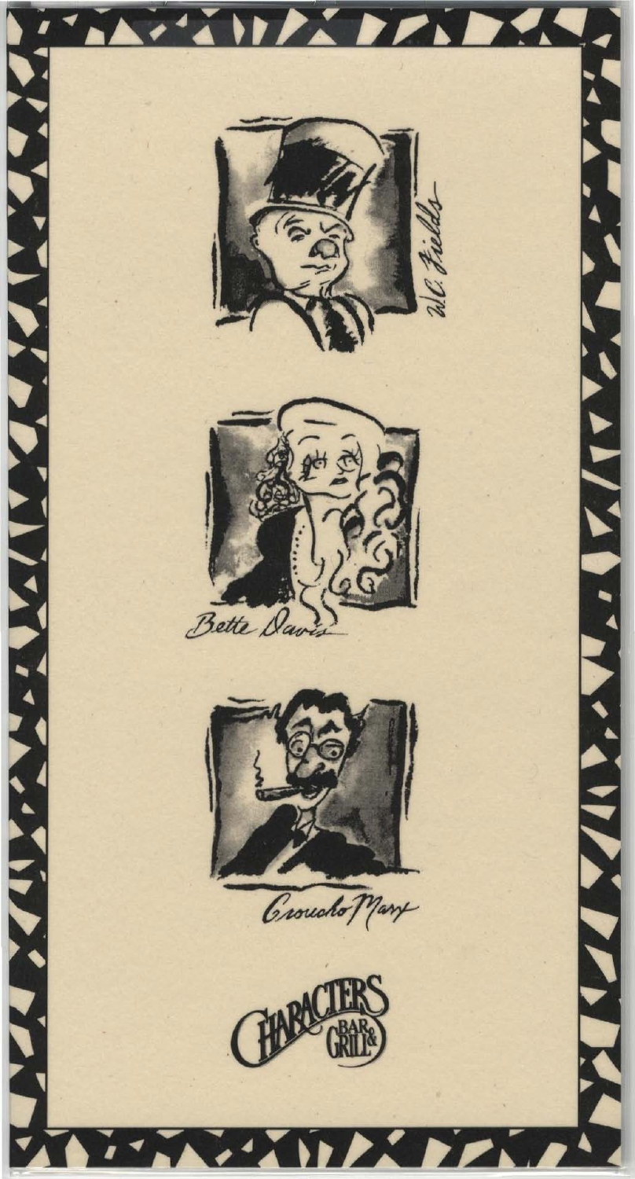W.C. Fields

Bette Davis

Groucho Marx

CHARACTERS BAR & GRILL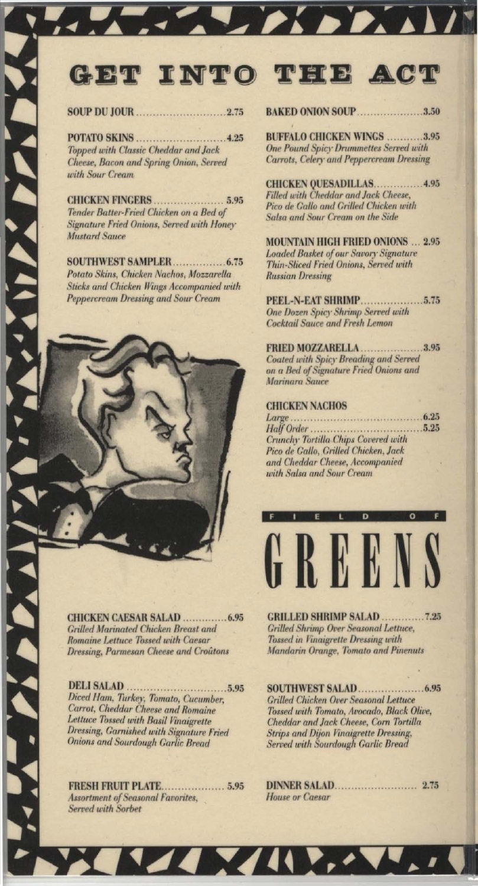# GET INTO THE ACT

**SOUP DU JOUR** .......... 2.75

**POTATO SKINS** .......... 4.25
*Topped with Classic Cheddar and Jack Cheese, Bacon and Spring Onion, Served with Sour Cream*

**CHICKEN FINGERS** .......... 5.95
*Tender Batter-Fried Chicken on a Bed of Signature Fried Onions, Served with Honey Mustard Sauce*

**SOUTHWEST SAMPLER** .......... 6.75
*Potato Skins, Chicken Nachos, Mozzarella Sticks and Chicken Wings Accompanied with Peppercream Dressing and Sour Cream*

**BAKED ONION SOUP** .......... 3.50

**BUFFALO CHICKEN WINGS** .......... 3.95
*One Pound Spicy Drummettes Served with Carrots, Celery and Peppercream Dressing*

**CHICKEN QUESADILLAS** .......... 4.95
*Filled with Cheddar and Jack Cheese, Pico de Gallo and Grilled Chicken with Salsa and Sour Cream on the Side*

**MOUNTAIN HIGH FRIED ONIONS** ... 2.95
*Loaded Basket of our Savory Signature Thin-Sliced Fried Onions, Served with Russian Dressing*

**PEEL-N-EAT SHRIMP** .......... 5.75
*One Dozen Spicy Shrimp Served with Cocktail Sauce and Fresh Lemon*

**FRIED MOZZARELLA** .......... 3.95
*Coated with Spicy Breading and Served on a Bed of Signature Fried Onions and Marinara Sauce*

**CHICKEN NACHOS**
*Large* .......... 6.25
*Half Order* .......... 5.25
*Crunchy Tortilla Chips Covered with Pico de Gallo, Grilled Chicken, Jack and Cheddar Cheese, Accompanied with Salsa and Sour Cream*

# FIELD OF GREENS

**CHICKEN CAESAR SALAD** .......... 6.95
*Grilled Marinated Chicken Breast and Romaine Lettuce Tossed with Caesar Dressing, Parmesan Cheese and Croûtons*

**DELI SALAD** .......... 5.95
*Diced Ham, Turkey, Tomato, Cucumber, Carrot, Cheddar Cheese and Romaine Lettuce Tossed with Basil Vinaigrette Dressing, Garnished with Signature Fried Onions and Sourdough Garlic Bread*

**FRESH FRUIT PLATE** .......... 5.95
*Assortment of Seasonal Favorites, Served with Sorbet*

**GRILLED SHRIMP SALAD** .......... 7.25
*Grilled Shrimp Over Seasonal Lettuce, Tossed in Vinaigrette Dressing with Mandarin Orange, Tomato and Pinenuts*

**SOUTHWEST SALAD** .......... 6.95
*Grilled Chicken Over Seasonal Lettuce Tossed with Tomato, Avocado, Black Olive, Cheddar and Jack Cheese, Corn Tortilla Strips and Dijon Vinaigrette Dressing, Served with Sourdough Garlic Bread*

**DINNER SALAD** .......... 2.75
*House or Caesar*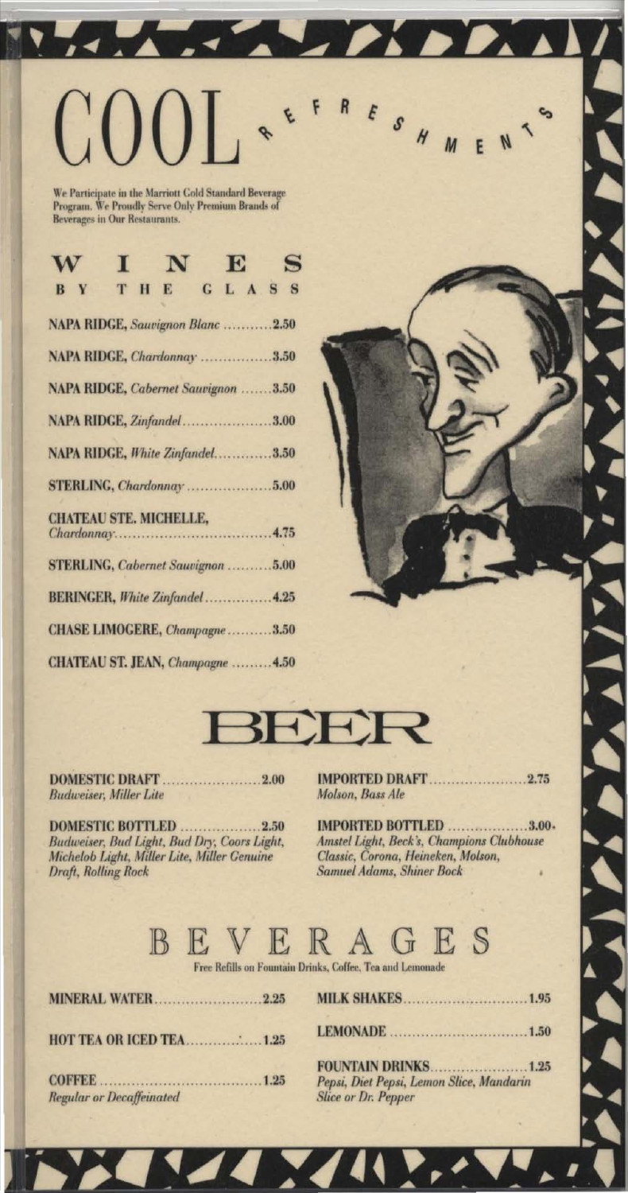# COOL REFRESHMENTS

We Participate in the Marriott Gold Standard Beverage Program. We Proudly Serve Only Premium Brands of Beverages in Our Restaurants.

## WINES BY THE GLASS

| | |
|---|---|
| NAPA RIDGE, *Sauvignon Blanc* | 2.50 |
| NAPA RIDGE, *Chardonnay* | 3.50 |
| NAPA RIDGE, *Cabernet Sauvignon* | 3.50 |
| NAPA RIDGE, *Zinfandel* | 3.00 |
| NAPA RIDGE, *White Zinfandel* | 3.50 |
| STERLING, *Chardonnay* | 5.00 |
| CHATEAU STE. MICHELLE, *Chardonnay* | 4.75 |
| STERLING, *Cabernet Sauvignon* | 5.00 |
| BERINGER, *White Zinfandel* | 4.25 |
| CHASE LIMOGERE, *Champagne* | 3.50 |
| CHATEAU ST. JEAN, *Champagne* | 4.50 |

## BEER

**DOMESTIC DRAFT** ........ 2.00
*Budweiser, Miller Lite*

**DOMESTIC BOTTLED** ........ 2.50
*Budweiser, Bud Light, Bud Dry, Coors Light, Michelob Light, Miller Lite, Miller Genuine Draft, Rolling Rock*

**IMPORTED DRAFT** ........ 2.75
*Molson, Bass Ale*

**IMPORTED BOTTLED** ........ 3.00
*Amstel Light, Beck's, Champions Clubhouse Classic, Corona, Heineken, Molson, Samuel Adams, Shiner Bock*

## BEVERAGES

Free Refills on Fountain Drinks, Coffee, Tea and Lemonade

**MINERAL WATER** ........ 2.25

**HOT TEA OR ICED TEA** ........ 1.25

**COFFEE** ........ 1.25
*Regular or Decaffeinated*

**MILK SHAKES** ........ 1.95

**LEMONADE** ........ 1.50

**FOUNTAIN DRINKS** ........ 1.25
*Pepsi, Diet Pepsi, Lemon Slice, Mandarin Slice or Dr. Pepper*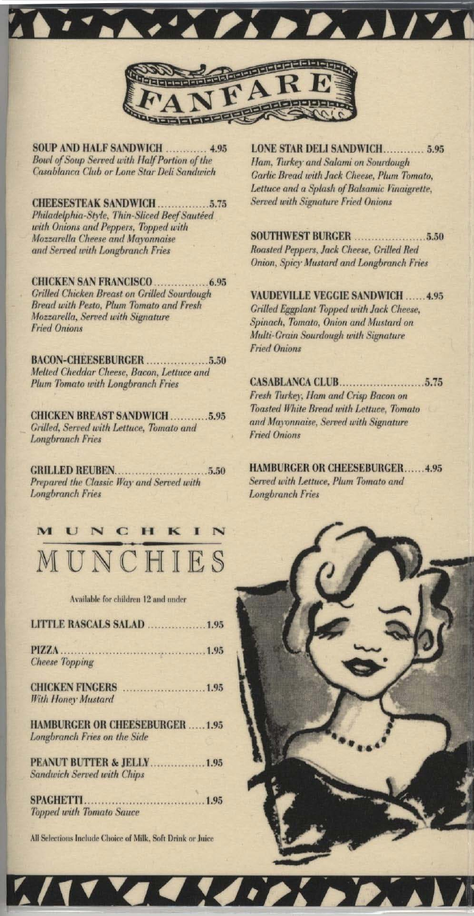# FANFARE

**SOUP AND HALF SANDWICH** ............ 4.95
*Bowl of Soup Served with Half Portion of the Casablanca Club or Lone Star Deli Sandwich*

**CHEESESTEAK SANDWICH** ............... 5.75
*Philadelphia-Style, Thin-Sliced Beef Sautéed with Onions and Peppers, Topped with Mozzarella Cheese and Mayonnaise and Served with Longbranch Fries*

**CHICKEN SAN FRANCISCO** ................ 6.95
*Grilled Chicken Breast on Grilled Sourdough Bread with Pesto, Plum Tomato and Fresh Mozzarella, Served with Signature Fried Onions*

**BACON-CHEESEBURGER** .................. 5.50
*Melted Cheddar Cheese, Bacon, Lettuce and Plum Tomato with Longbranch Fries*

**CHICKEN BREAST SANDWICH** ........... 5.95
*Grilled, Served with Lettuce, Tomato and Longbranch Fries*

**GRILLED REUBEN** ........................... 5.50
*Prepared the Classic Way and Served with Longbranch Fries*

**LONE STAR DELI SANDWICH** ............ 5.95
*Ham, Turkey and Salami on Sourdough Garlic Bread with Jack Cheese, Plum Tomato, Lettuce and a Splash of Balsamic Vinaigrette, Served with Signature Fried Onions*

**SOUTHWEST BURGER** ..................... 5.50
*Roasted Peppers, Jack Cheese, Grilled Red Onion, Spicy Mustard and Longbranch Fries*

**VAUDEVILLE VEGGIE SANDWICH** ...... 4.95
*Grilled Eggplant Topped with Jack Cheese, Spinach, Tomato, Onion and Mustard on Multi-Grain Sourdough with Signature Fried Onions*

**CASABLANCA CLUB** ......................... 5.75
*Fresh Turkey, Ham and Crisp Bacon on Toasted White Bread with Lettuce, Tomato and Mayonnaise, Served with Signature Fried Onions*

**HAMBURGER OR CHEESEBURGER** ...... 4.95
*Served with Lettuce, Plum Tomato and Longbranch Fries*

## MUNCHKIN MUNCHIES

Available for children 12 and under

**LITTLE RASCALS SALAD** ................. 1.95

**PIZZA** ............................................. 1.95
*Cheese Topping*

**CHICKEN FINGERS** ........................ 1.95
*With Honey Mustard*

**HAMBURGER OR CHEESEBURGER** ..... 1.95
*Longbranch Fries on the Side*

**PEANUT BUTTER & JELLY** ................ 1.95
*Sandwich Served with Chips*

**SPAGHETTI** ...................................... 1.95
*Topped with Tomato Sauce*

All Selections Include Choice of Milk, Soft Drink or Juice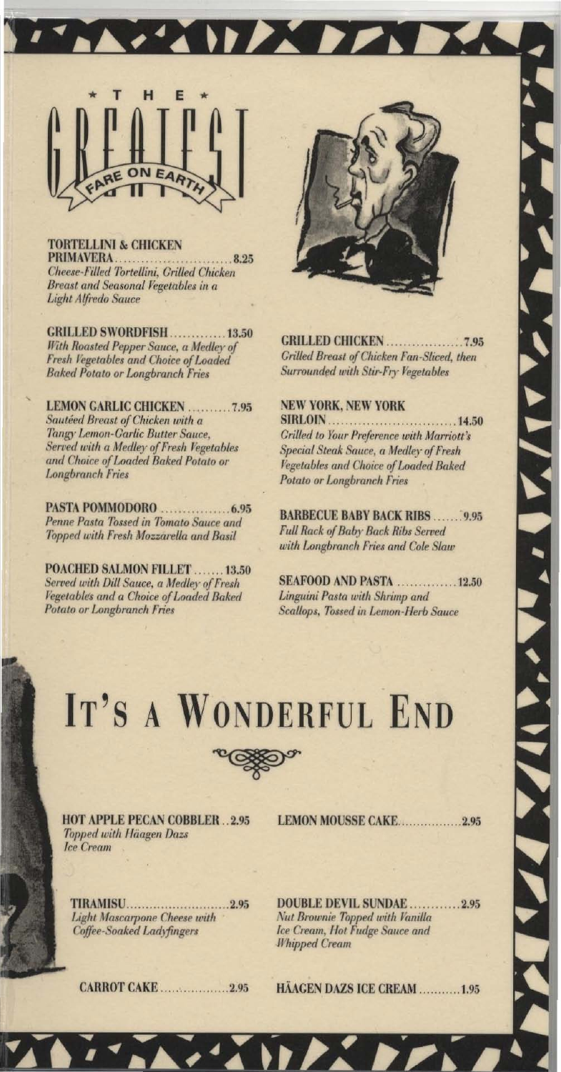★ THE ★

# GREATEST

FARE ON EARTH

**TORTELLINI & CHICKEN PRIMAVERA** ........................... 8.25
*Cheese-Filled Tortellini, Grilled Chicken Breast and Seasonal Vegetables in a Light Alfredo Sauce*

**GRILLED SWORDFISH** ............. 13.50
*With Roasted Pepper Sauce, a Medley of Fresh Vegetables and Choice of Loaded Baked Potato or Longbranch Fries*

**LEMON GARLIC CHICKEN** .......... 7.95
*Sautéed Breast of Chicken with a Tangy Lemon-Garlic Butter Sauce, Served with a Medley of Fresh Vegetables and Choice of Loaded Baked Potato or Longbranch Fries*

**PASTA POMMODORO** ................ 6.95
*Penne Pasta Tossed in Tomato Sauce and Topped with Fresh Mozzarella and Basil*

**POACHED SALMON FILLET** ....... 13.50
*Served with Dill Sauce, a Medley of Fresh Vegetables and a Choice of Loaded Baked Potato or Longbranch Fries*

**GRILLED CHICKEN** .................. 7.95
*Grilled Breast of Chicken Fan-Sliced, then Surrounded with Stir-Fry Vegetables*

**NEW YORK, NEW YORK SIRLOIN** ............................ 14.50
*Grilled to Your Preference with Marriott's Special Steak Sauce, a Medley of Fresh Vegetables and Choice of Loaded Baked Potato or Longbranch Fries*

**BARBECUE BABY BACK RIBS** ....... 9.95
*Full Rack of Baby Back Ribs Served with Longbranch Fries and Cole Slaw*

**SEAFOOD AND PASTA** .............. 12.50
*Linguini Pasta with Shrimp and Scallops, Tossed in Lemon-Herb Sauce*

# IT'S A WONDERFUL END

**HOT APPLE PECAN COBBLER** .. 2.95
*Topped with Häagen Dazs Ice Cream*

**TIRAMISU** ........................... 2.95
*Light Mascarpone Cheese with Coffee-Soaked Ladyfingers*

**CARROT CAKE** .................. 2.95

**LEMON MOUSSE CAKE** ................ 2.95

**DOUBLE DEVIL SUNDAE** ............ 2.95
*Nut Brownie Topped with Vanilla Ice Cream, Hot Fudge Sauce and Whipped Cream*

**HÄAGEN DAZS ICE CREAM** ........... 1.95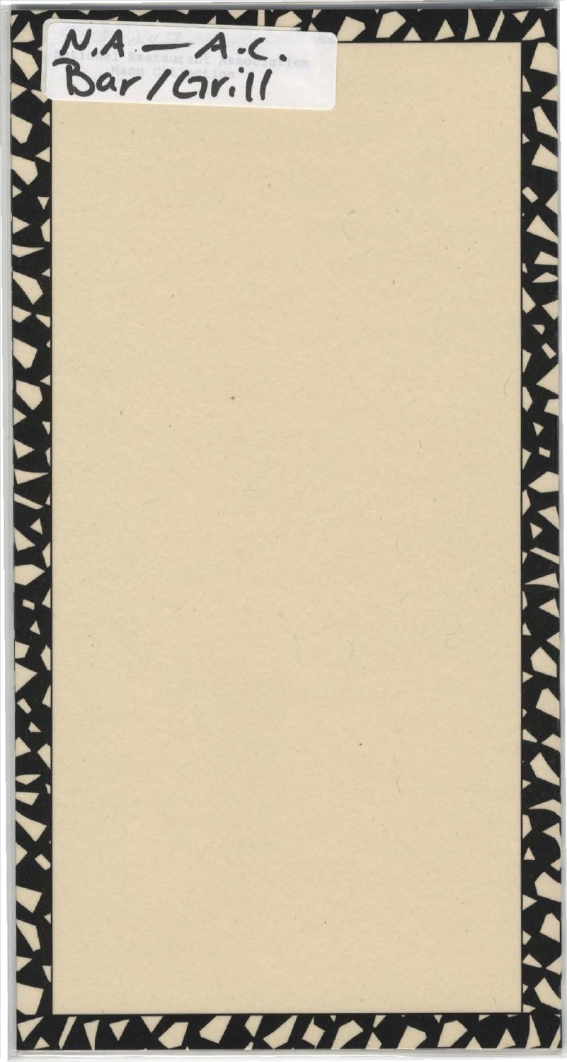N.A — A.C.
Bar/Grill